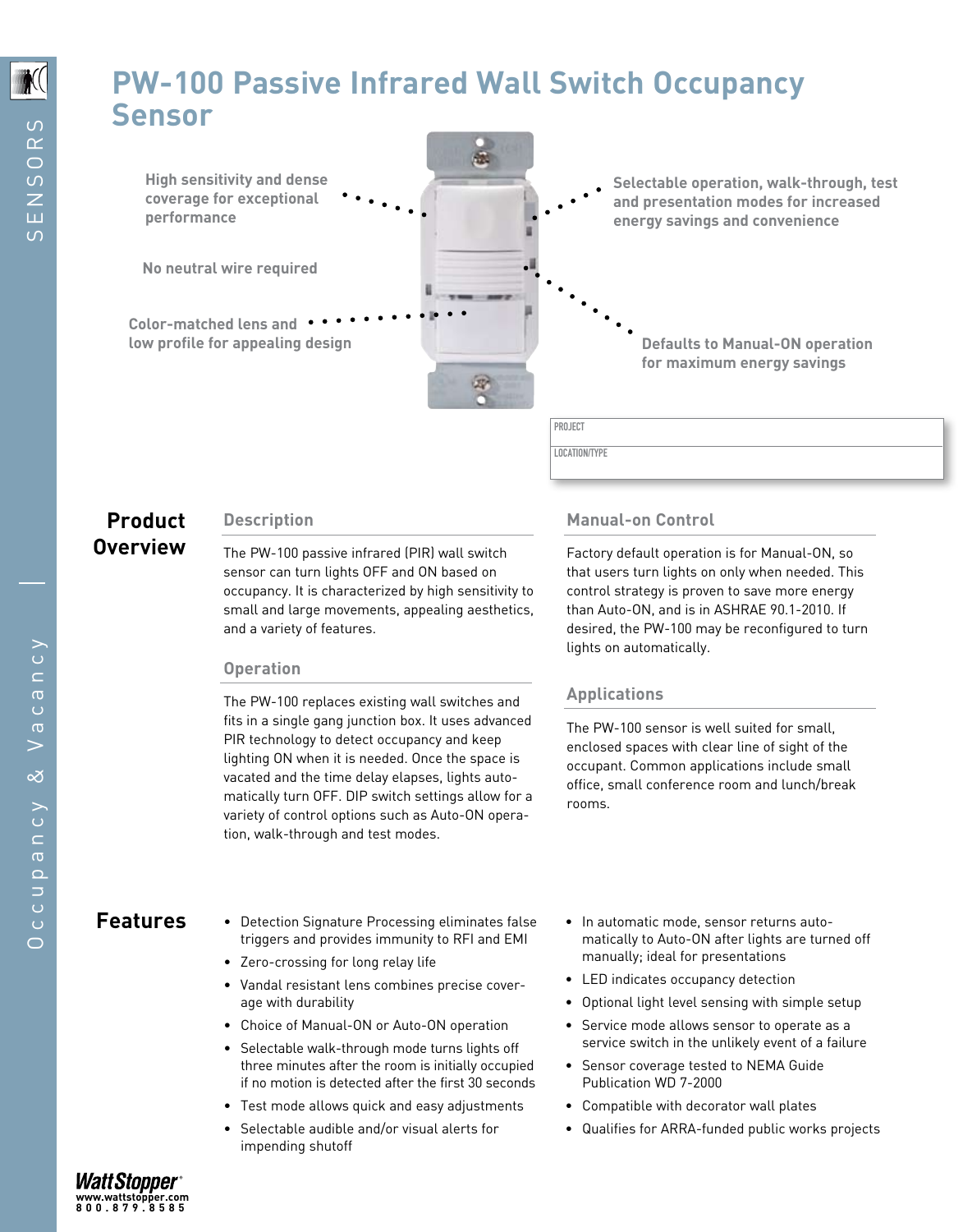# PW-100 Passive Infrared Wall Switch Occupancy Sensor

High sensitivity and dense coverage for exceptional performance

No neutral wire required

Color-matched lens and low profile for appealing design

Selectable operation, walk-through, test and presentation modes for increased energy savings and convenience

Defaults to Manual-ON operation for maximum energy savings

| | |
|---|---|
| PROJECT | |
| LOCATION/TYPE | |

## Product Overview

### Description

The PW-100 passive infrared (PIR) wall switch sensor can turn lights OFF and ON based on occupancy. It is characterized by high sensitivity to small and large movements, appealing aesthetics, and a variety of features.

### Operation

The PW-100 replaces existing wall switches and fits in a single gang junction box. It uses advanced PIR technology to detect occupancy and keep lighting ON when it is needed. Once the space is vacated and the time delay elapses, lights automatically turn OFF. DIP switch settings allow for a variety of control options such as Auto-ON operation, walk-through and test modes.

### Manual-on Control

Factory default operation is for Manual-ON, so that users turn lights on only when needed. This control strategy is proven to save more energy than Auto-ON, and is in ASHRAE 90.1-2010. If desired, the PW-100 may be reconfigured to turn lights on automatically.

### Applications

The PW-100 sensor is well suited for small, enclosed spaces with clear line of sight of the occupant. Common applications include small office, small conference room and lunch/break rooms.

## Features

- Detection Signature Processing eliminates false triggers and provides immunity to RFI and EMI
- Zero-crossing for long relay life
- Vandal resistant lens combines precise coverage with durability
- Choice of Manual-ON or Auto-ON operation
- Selectable walk-through mode turns lights off three minutes after the room is initially occupied if no motion is detected after the first 30 seconds
- Test mode allows quick and easy adjustments
- Selectable audible and/or visual alerts for impending shutoff
- In automatic mode, sensor returns automatically to Auto-ON after lights are turned off manually; ideal for presentations
- LED indicates occupancy detection
- Optional light level sensing with simple setup
- Service mode allows sensor to operate as a service switch in the unlikely event of a failure
- Sensor coverage tested to NEMA Guide Publication WD 7-2000
- Compatible with decorator wall plates
- Qualifies for ARRA-funded public works projects

WattStopper®
www.wattstopper.com
800.879.8585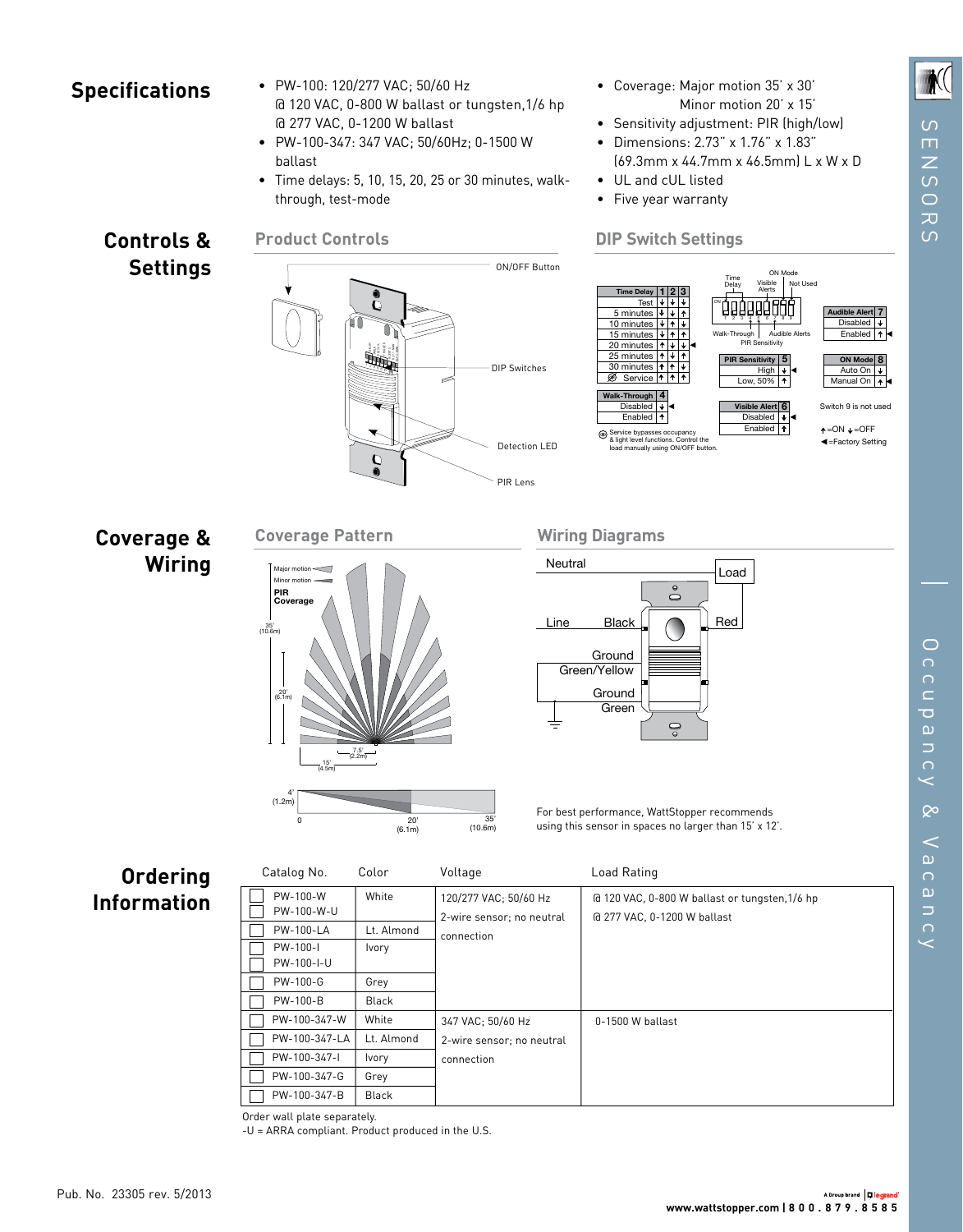## Specifications

- PW-100: 120/277 VAC; 50/60 Hz
  @ 120 VAC, 0-800 W ballast or tungsten,1/6 hp
  @ 277 VAC, 0-1200 W ballast
- PW-100-347: 347 VAC; 50/60Hz; 0-1500 W ballast
- Time delays: 5, 10, 15, 20, 25 or 30 minutes, walk-through, test-mode
- Coverage: Major motion 35' x 30'
  Minor motion 20' x 15'
- Sensitivity adjustment: PIR (high/low)
- Dimensions: 2.73" x 1.76" x 1.83"
  (69.3mm x 44.7mm x 46.5mm) L x W x D
- UL and cUL listed
- Five year warranty

## Controls & Settings

### Product Controls

ON/OFF Button

DIP Switches

Detection LED

PIR Lens

### DIP Switch Settings

Time Delay
Walk-Through
Visible Alerts
Audible Alerts
PIR Sensitivity
ON Mode
Not Used

| Time Delay | 1 | 2 | 3 |
|---|---|---|---|
| Test | ↓ | ↓ | ↓ |
| 5 minutes | ↓ | ↓ | ↑ |
| 10 minutes | ↓ | ↑ | ↓ |
| 15 minutes | ↓ | ↑ | ↑ |
| 20 minutes ◄ | ↑ | ↓ | ↓ |
| 25 minutes | ↑ | ↓ | ↑ |
| 30 minutes | ↑ | ↑ | ↓ |
| Service | ↑ | ↑ | ↑ |

| Walk-Through | 4 |
|---|---|
| Disabled | ↓ ◄ |
| Enabled | ↑ |

| PIR Sensitivity | 5 |
|---|---|
| High | ↓ ◄ |
| Low, 50% | ↑ |

| Visible Alert | 6 |
|---|---|
| Disabled | ↓ ◄ |
| Enabled | ↑ |

| Audible Alert | 7 |
|---|---|
| Disabled | ↓ |
| Enabled | ↑ ◄ |

| ON Mode | 8 |
|---|---|
| Auto On | ↓ |
| Manual On | ↑ ◄ |

Switch 9 is not used

↑=ON ↓=OFF
◄=Factory Setting

Service bypasses occupancy & light level functions. Control the load manually using ON/OFF button.

## Coverage & Wiring

### Coverage Pattern

Major motion
Minor motion
PIR Coverage

35' (10.6m)
20' (6.1m)
7.5' (2.2m)
15' (4.5m)
4' (1.2m)
0
20' (6.1m)
35' (10.6m)

### Wiring Diagrams

Neutral
Load
Line
Black
Red
Ground
Green/Yellow
Ground
Green

For best performance, WattStopper recommends using this sensor in spaces no larger than 15' x 12'.

## Ordering Information

| Catalog No. | Color | Voltage | Load Rating |
|---|---|---|---|
| PW-100-W<br>PW-100-W-U | White | 120/277 VAC; 50/60 Hz<br>2-wire sensor; no neutral connection | @ 120 VAC, 0-800 W ballast or tungsten,1/6 hp<br>@ 277 VAC, 0-1200 W ballast |
| PW-100-LA | Lt. Almond | | |
| PW-100-I<br>PW-100-I-U | Ivory | | |
| PW-100-G | Grey | | |
| PW-100-B | Black | | |
| PW-100-347-W | White | 347 VAC; 50/60 Hz<br>2-wire sensor; no neutral connection | 0-1500 W ballast |
| PW-100-347-LA | Lt. Almond | | |
| PW-100-347-I | Ivory | | |
| PW-100-347-G | Grey | | |
| PW-100-347-B | Black | | |

Order wall plate separately.
-U = ARRA compliant. Product produced in the U.S.

Pub. No. 23305 rev. 5/2013

www.wattstopper.com | 800.879.8585